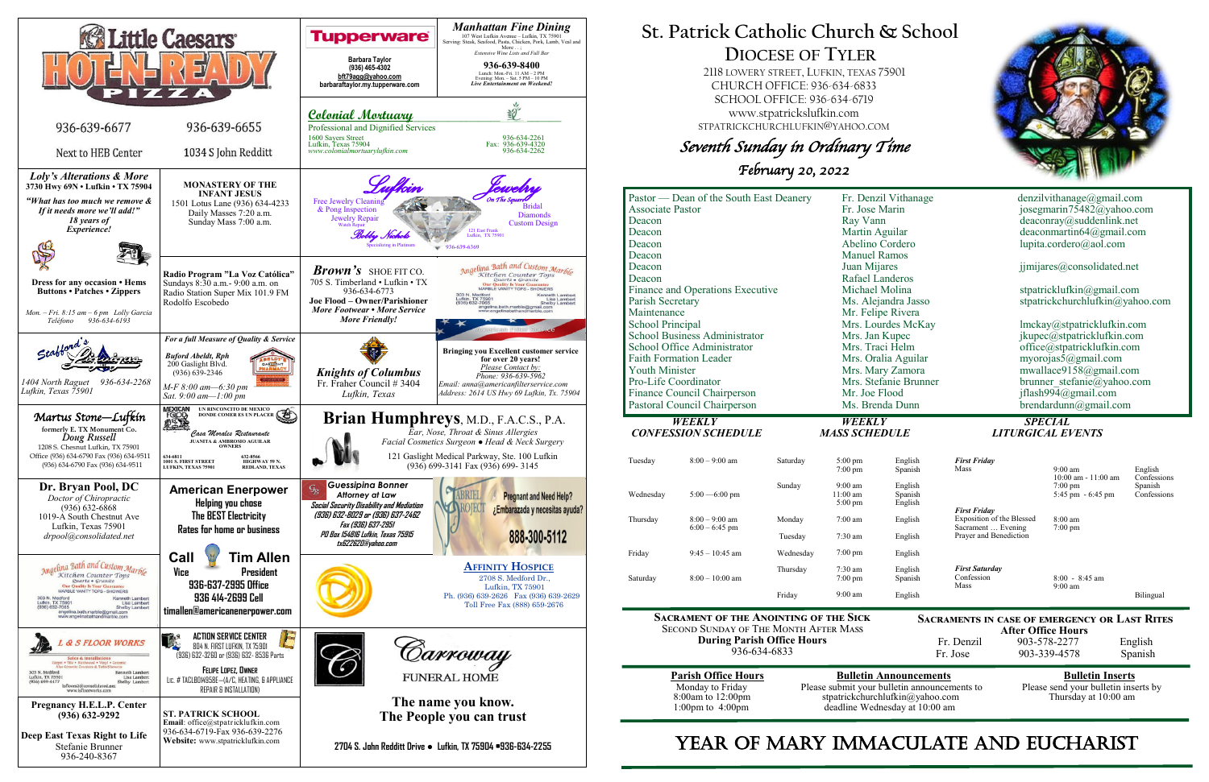Little Caesars HOT-N-READY PIZZA

936-639-6677
Next to HEB Center

936-639-6655
1034 S John Redditt

**Tupperware**
Barbara Taylor
(936) 465-4302
bft79agg@yahoo.com
barbarataylor.my.tupperware.com

***Manhattan Fine Dining***
107 West Lufkin Avenue – Lufkin, TX 75901
Serving: Steak, Seafood, Pasta, Chicken, Pork, Lamb, Veal and More . . .
*Extensive Wine Lists and Full Bar*
**936-639-8400**
Lunch: Mon.-Fri. 11 AM – 2 PM
Evening: Mon. – Sat. 5 PM – 10 PM
*Live Entertainment on Weekend!*

***Colonial Mortuary***
Professional and Dignified Services
1600 Sayers Street
Lufkin, Texas 75904
*www.colonialmortuarylufkin.com*
936-634-2261
Fax: 936-639-4320
936-634-2262

***Loly's Alterations & More***
**3730 Hwy 69N • Lufkin • TX 75904**
***"What has too much we remove & If it needs more we'll add!"***
***18 years of Experience!***
**Dress for any occasion • Hems Buttons • Patches • Zippers**
*Mon. – Fri. 8:15 am – 6 pm Lolly Garcia*
*Teléfono 936-634-6193*

**MONASTERY OF THE INFANT JESUS**
1501 Lotus Lane (936) 634-4233
Daily Masses 7:20 a.m.
Sunday Mass 7:00 a.m.

**Lufkin Jewelry** *On The Square*
Free Jewelry Cleaning & Pong Inspection
Jewelry Repair
Watch Repair
*Bobby Nichols*
Specializing in Platinum
Bridal
Diamonds
Custom Design
121 East Frank
Lufkin, TX 75901
936-639-6369

**Radio Program "La Voz Católica"**
Sundays 8:30 a.m.- 9:00 a.m. on Radio Station Super Mix 101.9 FM
Rodolfo Escobedo

***Brown's*** SHOE FIT CO.
705 S. Timberland • Lufkin • TX
936-634-6773
**Joe Flood – Owner/Parishioner**
***More Footwear • More Service More Friendly!***

*Angelina Bath and Custom Marble*
*Kitchen Counter Tops*
Quartz • Granite
Our Quality Is Your Guarantee
MARBLE VANITY TOPS - SHOWERS
303 N. Medford
Lufkin, TX 75901
(936) 632-7065
Kenneth Lambert
Lisa Lambert
Shelby Lambert
angelina.bath.marble@gmail.com
www.angelinabathandmarble.com

***For a full Measure of Quality & Service***
Stafford's Lufkin Pharmacy
*Buford Abeldt, Rph*
200 Gaslight Blvd.
(936) 639-2346
*M-F 8:00 am—6:30 pm*
*Sat. 9:00 am—1:00 pm*
*1404 North Raguet 936-634-2268*
*Lufkin, Texas 75901*

***Knights of Columbus***
Fr. Frank Council # 3404
*Lufkin, Texas*

**Bringing you Excellent customer service for over 20 years!**
*Please Contact by:*
*Phone: 936-639-5962*
*Email: anna@americanfilterservice.com*
*Address: 2614 US Hwy 69 Lufkin, Tx. 75904*

***Martus Stone—Lufkin***
formerly E. TX Monument Co.
*Doug Russell*
1208 S. Chesnut Lufkin, TX 75901
Office (936) 634-6790 Fax (936) 634-9511
(936) 634-6790 Fax (936) 634-9511

MEXICAN FOOD — UN RINCONCITO DE MEXICO DONDE COMER ES UN PLACER
*Casa Morales Restaurante*
JUANITA & AMBROSIO AGUILAR OWNERS
634-6811
1001 S. FIRST STREET
LUFKIN, TEXAS 75901
632-8566
HIGHWAY 59 N.
REDLAND, TEXAS

**Brian Humphreys**, M.D., F.A.C.S., P.A.
*Ear, Nose, Throat & Sinus Allergies*
*Facial Cosmetics Surgeon ● Head & Neck Surgery*
121 Gaslight Medical Parkway, Ste. 100 Lufkin
(936) 699-3141 Fax (936) 699- 3145

**Dr. Bryan Pool, DC**
*Doctor of Chiropractic*
(936) 632-6868
1019-A South Chestnut Ave
Lufkin, Texas 75901
*drpool@consolidated.net*

**American Enerpower**
Helping you chose
The BEST Electricity
Rates for home or business

**Guessipina Bonner**
*Attorney at Law*
*Social Security Disability and Mediation*
*(936) 632-8029 or (936) 637-2462*
*Fax (936) 637-2951*
*PO Box 154816 Lufkin, Texas 75915*
*tx622620@yahoo.com*

GABRIEL PROJECT — Pregnant and Need Help? ¿Embarazada y necesitas ayuda?
888-300-5112

**Call Tim Allen**
Vice President
936-637-2995 Office
936 414-2699 Cell
timallen@americanenerpower.com

*Angelina Bath and Custom Marble*
*Kitchen Counter Tops*
Quartz • Granite
Our Quality Is Your Guarantee
MARBLE VANITY TOPS - SHOWERS
303 N. Medford
Lufkin, TX 75901
(936) 632-7065
Kenneth Lambert
Lisa Lambert
Shelby Lambert
angelina.bath.marble@gmail.com
www.angelinabathandmarble.com

**AFFINITY HOSPICE**
2708 S. Medford Dr.,
Lufkin, TX 75901
Ph. (936) 639-2626 Fax (936) 639-2629
Toll Free Fax (888) 659-2676

**L & S FLOOR WORKS**
Sales & Installations
Carpet • Tile • Hardwood • Vinyl • Ceramic
Also Granite Counter & Table Tops
303 N. Medford
Lufkin, TX 75901
(936) 699-4477
Kenneth Lambert
Lisa Lambert
Shelby Lambert
lsfloors@consolidated.net
www.lsfloorworks.com

**ACTION SERVICE CENTER**
804 N. FIRST LUFKIN, TX 75901
(936) 632-3260 or (936) 632- 8536 Parts
FELIPE LOPEZ, OWNER
Lic. # TACLB049858E—(A/C, HEATING, & APPLIANCE REPAIR & INSTALLATION)

*Carroway*
FUNERAL HOME
**The name you know.**
**The People you can trust**
2704 S. John Redditt Drive ● Lufkin, TX 75904 ●936-634-2255

**Pregnancy H.E.L.P. Center**
**(936) 632-9292**
**Deep East Texas Right to Life**
Stefanie Brunner
936-240-8367

**ST. PATRICK SCHOOL**
**Email**: office@stpatricklufkin.com
936-634-6719-Fax 936-639-2276
**Website:** www.stpatricklufkin.com

# St. Patrick Catholic Church & School
## Diocese of Tyler

2118 Lowery Street, Lufkin, Texas 75901
Church Office: 936-634-6833
School Office: 936-634-6719
www.stpatrickslufkin.com
stpatrickchurchlufkin@yahoo.com

## *Seventh Sunday in Ordinary Time*
### *February 20, 2022*

| | | |
|---|---|---|
| Pastor — Dean of the South East Deanery | Fr. Denzil Vithanage | denzilvithanage@gmail.com |
| Associate Pastor | Fr. Jose Marin | josegmarin75482@yahoo.com |
| Deacon | Ray Vann | deaconray@suddenlink.net |
| Deacon | Martin Aguilar | deaconmartin64@gmail.com |
| Deacon | Abelino Cordero | lupita.cordero@aol.com |
| Deacon | Manuel Ramos | |
| Deacon | Juan Mijares | jjmijares@consolidated.net |
| Deacon | Rafael Landeros | |
| Finance and Operations Executive | Michael Molina | stpatricklufkin@gmail.com |
| Parish Secretary | Ms. Alejandra Jasso | stpatrickchurchlufkin@yahoo.com |
| Maintenance | Mr. Felipe Rivera | |
| School Principal | Mrs. Lourdes McKay | lmckay@stpatricklufkin.com |
| School Business Administrator | Mrs. Jan Kupec | jkupec@stpatricklufkin.com |
| School Office Administrator | Mrs. Traci Helm | office@stpatricklufkin.com |
| Faith Formation Leader | Mrs. Oralia Aguilar | myorojas5@gmail.com |
| Youth Minister | Mrs. Mary Zamora | mwallace9158@gmail.com |
| Pro-Life Coordinator | Mrs. Stefanie Brunner | brunner_stefanie@yahoo.com |
| Finance Council Chairperson | Mr. Joe Flood | jflash994@gmail.com |
| Pastoral Council Chairperson | Ms. Brenda Dunn | brendardunn@gmail.com |

***WEEKLY CONFESSION SCHEDULE***

| | |
|---|---|
| Tuesday | 8:00 – 9:00 am |
| Wednesday | 5:00 —6:00 pm |
| Thursday | 8:00 – 9:00 am<br>6:00 – 6:45 pm |
| Friday | 9:45 – 10:45 am |
| Saturday | 8:00 – 10:00 am |

***WEEKLY MASS SCHEDULE***

| | | |
|---|---|---|
| Saturday | 5:00 pm<br>7:00 pm | English<br>Spanish |
| Sunday | 9:00 am<br>11:00 am<br>5:00 pm | English<br>Spanish<br>English |
| Monday | 7:00 am | English |
| Tuesday | 7:30 am | English |
| Wednesday | 7:00 pm | English |
| Thursday | 7:30 am<br>7:00 pm | English<br>Spanish |
| Friday | 9:00 am | English |

***SPECIAL LITURGICAL EVENTS***

| | | |
|---|---|---|
| ***First Friday***<br>Mass | 9:00 am<br>10:00 am - 11:00 am<br>7:00 pm<br>5:45 pm - 6:45 pm | English<br>Confessions<br>Spanish<br>Confessions |
| ***First Friday***<br>Exposition of the Blessed Sacrament ... Evening<br>Prayer and Benediction | 8:00 am<br>7:00 pm | |
| ***First Saturday***<br>Confession<br>Mass | 8:00 - 8:45 am<br>9:00 am | Bilingual |

**Sacrament of the Anointing of the Sick**
Second Sunday of The Month After Mass
**During Parish Office Hours**
936-634-6833

**Sacraments in case of emergency or Last Rites**
**After Office Hours**

| | | |
|---|---|---|
| Fr. Denzil | 903-578-2277 | English |
| Fr. Jose | 903-339-4578 | Spanish |

**Parish Office Hours**
Monday to Friday
8:00am to 12:00pm
1:00pm to 4:00pm

**Bulletin Announcements**
Please submit your bulletin announcements to stpatrickchurchlufkin@yahoo.com
deadline Wednesday at 10:00 am

**Bulletin Inserts**
Please send your bulletin inserts by Thursday at 10:00 am

# Year of Mary Immaculate and Eucharist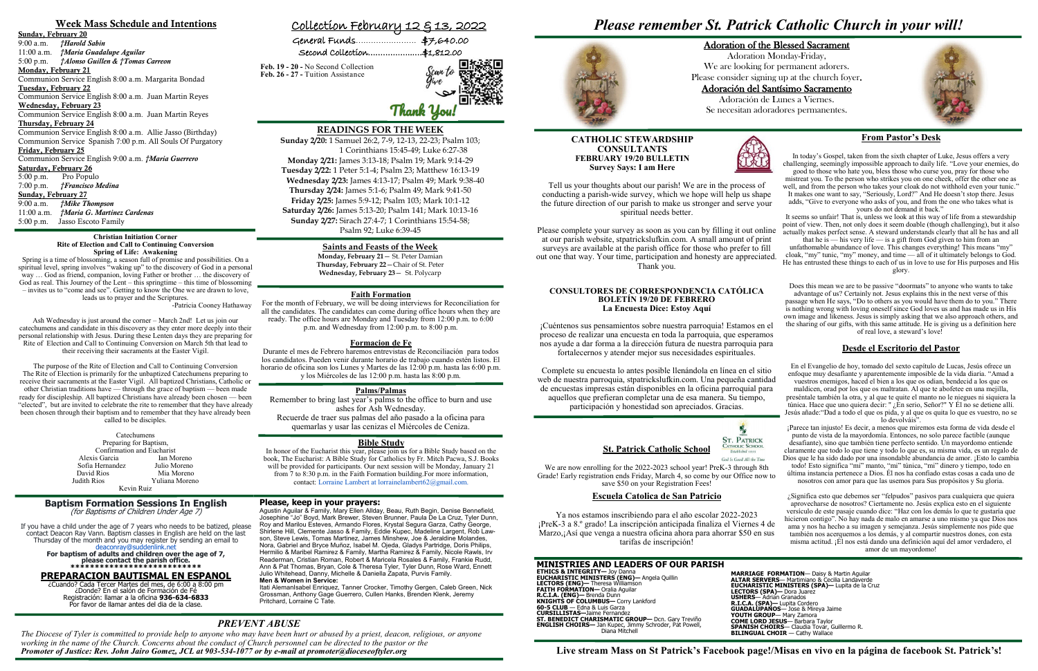## Week Mass Schedule and Intentions

**Sunday, February 20**
9:00 a.m. *†Harold Sabin*
11:00 a.m. *†Maria Guadalupe Aguilar*
5:00 p.m. *†Alonso Guillen & †Tomas Carreon*

**Monday, February 21**
Communion Service English 8:00 a.m. Margarita Bondad

**Tuesday, February 22**
Communion Service English 8:00 a.m. Juan Martin Reyes

**Wednesday, February 23**
Communion Service English 8:00 a.m. Juan Martin Reyes

**Thursday, February 24**
Communion Service English 8:00 a.m. Allie Jasso (Birthday)
Communion Service Spanish 7:00 p.m. All Souls Of Purgatory

**Friday, February 25**
Communion Service English 9:00 a.m. *†Maria Guerrero*

**Saturday, February 26**
5:00 p.m. Pro Populo
7:00 p.m. *†Francisco Medina*

**Sunday, February 27**
9:00 a.m. *†Mike Thompson*
11:00 a.m. *†Maria G. Martinez Cardenas*
5:00 p.m. Jasso Escoto Family

### Christian Initiation Corner
**Rite of Election and Call to Continuing Conversion**
**Spring of Life: Awakening**

Spring is a time of blossoming, a season full of promise and possibilities. On a spiritual level, spring involves "waking up" to the discovery of God in a personal way … God as friend, companion, loving Father or brother … the discovery of God as real. This Journey of the Lent – this springtime – this time of blossoming – invites us to "come and see". Getting to know the One we are drawn to love, leads us to prayer and the Scriptures.

-Patricia Cooney Hathaway

Ash Wednesday is just around the corner – March 2nd! Let us join our catechumens and candidate in this discovery as they enter more deeply into their personal relationship with Jesus. During these Lenten days they are preparing for Rite of Election and Call to Continuing Conversion on March 5th that lead to their receiving their sacraments at the Easter Vigil.

The purpose of the Rite of Election and Call to Continuing Conversion
The Rite of Election is primarily for the unbaptized Catechumens preparing to receive their sacraments at the Easter Vigil. All baptized Christians, Catholic or other Christian traditions have — through the grace of baptism — been made ready for discipleship. All baptized Christians have already been chosen — been "elected", but are invited to celebrate the rite to remember that they have already been chosen through their baptism and to remember that they have already been called to be disciples.

Catechumens
Preparing for Baptism,
Confirmation and Eucharist

| | |
|---|---|
| Alexis Garcia | Ian Moreno |
| Sofia Hernandez | Julio Moreno |
| David Rios | Mia Moreno |
| Judith Rios | Yuliana Moreno |

Kevin Ruiz

## Baptism Formation Sessions In English
*(for Baptisms of Children Under Age 7)*

If you have a child under the age of 7 years who needs to be batized, please contact Deacon Ray Vann. Baptism classes in English are held on the last Thursday of the month and you may register by sending an email to deaconray@suddenlink.net

**For baptism of adults and children over the age of 7, please contact the parish office.**
**\*\*\*\*\*\*\*\*\*\*\*\*\*\*\*\*\*\*\*\*\*\*\*\*\*\*\*\*\***

## PREPARACION BAUTISMAL EN ESPANOL
¿Cuando? Cada Tercer Martes del mes, de 6:00 a 8:00 pm
¿Donde? En el salón de Formación de Fe
Registración: llamar a la oficina **936-634-6833**
Por favor de llamar antes del dia de la clase.

## Collection February 12 & 13, 2022

General Funds........................ $7,640.00
Second Collection...................... $1,812.00

**Feb. 19 - 20 -** No Second Collection
**Feb. 26 - 27 -** Tuition Assistance

Scan to Give

Thank You!

## READINGS FOR THE WEEK

**Sunday 2/20:** 1 Samuel 26:2, 7-9, 12-13, 22-23; Psalm 103; 1 Corinthians 15:45-49; Luke 6:27-38
**Monday 2/21:** James 3:13-18; Psalm 19; Mark 9:14-29
**Tuesday 2/22:** 1 Peter 5:1-4; Psalm 23; Matthew 16:13-19
**Wednesday 2/23:** James 4:13-17; Psalm 49; Mark 9:38-40
**Thursday 2/24:** James 5:1-6; Psalm 49; Mark 9:41-50
**Friday 2/25:** James 5:9-12; Psalm 103; Mark 10:1-12
**Saturday 2/26:** James 5:13-20; Psalm 141; Mark 10:13-16
**Sunday 2/27:** Sirach 27:4-7; 1 Corinthians 15:54-58; Psalm 92; Luke 6:39-45

### Saints and Feasts of the Week
**Monday, February 21 –** St. Peter Damian
**Thursday, February 22 –** Chair of St. Peter
**Wednesday, February 23 –** St. Polycarp

### Faith Formation
For the month of February, we will be doing interviews for Reconciliation for all the candidates. The candidates can come during office hours when they are ready. The office hours are Monday and Tuesday from 12:00 p.m. to 6:00 p.m. and Wednesday from 12:00 p.m. to 8:00 p.m.

### Formacion de Fe
Durante el mes de Febrero haremos entrevistas de Reconciliación para todos los candidatos. Pueden venir durante horario de trabajo cuando estén listos. El horario de oficina son los Lunes y Martes de las 12:00 p.m. hasta las 6:00 p.m. y los Miércoles de las 12:00 p.m. hasta las 8:00 p.m.

### Palms/Palmas
Remember to bring last year's palms to the office to burn and use ashes for Ash Wednesday.
Recuerde de traer sus palmas del año pasado a la oficina para quemarlas y usar las cenizas el Miércoles de Ceniza.

### Bible Study
In honor of the Eucharist this year, please join us for a Bible Study based on the book, The Eucharist: A Bible Study for Catholics by Fr. Mitch Pacwa, S.J. Books will be provided for participants. Our next session will be Monday, January 21 from 7 to 8:30 p.m. in the Faith Formation building.For more information, contact: Lorraine Lambert at lorrainelambert62@gmail.com.

### Please, keep in your prayers:
Agustin Aguilar & Family, Mary Ellen Allday, Beau, Ruth Begin, Denise Bennefield, Josephine "Jo" Boyd, Mark Brewer, Steven Brunner, Paula De La Cruz, Tyler Dunn, Roy and Marilou Esteves, Armando Flores, Krystal Segura Garza, Cathy George, Shirlene Hill, Clemente Jasso & Family, Eddie Kupec, Madeline Largent, Rob Lawson, Steve Lewis, Tomas Martinez, James Minshew, Joe & Jeraldine Molandes, Nora, Gabriel and Bryce Muñoz, Isabel M. Ojeda, Gladys Partridge, Doris Philips, Hermilio & Maribel Ramirez & Family, Martha Ramirez & Family, Nicole Rawls, Irv Readerman, Cristian Roman, Robert & Maricela Rosales & Family, Frankie Rudd, Ann & Pat Thomas, Bryan, Cole & Theresa Tyler, Tyler Dunn, Rose Ward, Ennett Julio Whitehead, Danny, Michelle & Daniella Zapata, Purvis Family.
**Men & Women in Service:**
Itati Alemanlsabel Enriquez, Tanner Crocker, Timothy Gergen, Caleb Green, Nick Grossman, Anthony Gage Guerrero, Cullen Hanks, Brenden Klenk, Jeremy Pritchard, Lorraine C Tate.

## *PREVENT ABUSE*
*The Diocese of Tyler is committed to provide help to anyone who may have been hurt or abused by a priest, deacon, religious, or anyone working in the name of the Church. Concerns about the conduct of Church personnel can be directed to the pastor or the*
***Promoter of Justice: Rev. John Jairo Gomez, JCL at 903-534-1077 or by e-mail at promoter@dioceseoftyler.org***

# *Please remember St. Patrick Catholic Church in your will!*

## Adoration of the Blessed Sacrament
Adoration Monday-Friday,
We are looking for permanent adorers.
Please consider signing up at the church foyer.

## Adoración del Santísimo Sacramento
Adoración de Lunes a Viernes.
Se necesitan adoradores permanentes.

### CATHOLIC STEWARDSHIP CONSULTANTS
**FEBRUARY 19/20 BULLETIN**
**Survey Says: I am Here**

Tell us your thoughts about our parish! We are in the process of conducting a parish-wide survey, which we hope will help us shape the future direction of our parish to make us stronger and serve your spiritual needs better.

Please complete your survey as soon as you can by filling it out online at our parish website, stpatrickslufkin.com. A small amount of print surveys are available at the parish office for those who prefer to fill out one that way. Your time, participation and honesty are appreciated. Thank you.

### CONSULTORES DE CORRESPONDENCIA CATÓLICA
**BOLETÍN 19/20 DE FEBRERO**
**La Encuesta Dice: Estoy Aquí**

¡Cuéntenos sus pensamientos sobre nuestra parroquia! Estamos en el proceso de realizar una encuesta en toda la parroquia, que esperamos nos ayude a dar forma a la dirección futura de nuestra parroquia para fortalecernos y atender mejor sus necesidades espirituales.

Complete su encuesta lo antes posible llenándola en línea en el sitio web de nuestra parroquia, stpatrickslufkin.com. Una pequeña cantidad de encuestas impresas están disponibles en la oficina parroquial para aquellos que prefieran completar una de esa manera. Su tiempo, participación y honestidad son apreciados. Gracias.

### St. Patrick Catholic School
We are now enrolling for the 2022-2023 school year! PreK-3 through 8th Grade! Early registration ends Friday, March 4, so come by our Office now to save $50 on your Registration Fees!

### Escuela Catolica de San Patricio
Ya nos estamos inscribiendo para el año escolar 2022-2023 ¡PreK-3 a 8.º grado! La inscripción anticipada finaliza el Viernes 4 de Marzo,¡Así que venga a nuestra oficina ahora para ahorrar $50 en sus tarifas de inscripción!

### From Pastor's Desk
In today's Gospel, taken from the sixth chapter of Luke, Jesus offers a very challenging, seemingly impossible approach to daily life. "Love your enemies, do good to those who hate you, bless those who curse you, pray for those who mistreat you. To the person who strikes you on one cheek, offer the other one as well, and from the person who takes your cloak do not withhold even your tunic." It makes one want to say, "Seriously, Lord?" And He doesn't stop there. Jesus adds, "Give to everyone who asks of you, and from the one who takes what is yours do not demand it back."

It seems so unfair! That is, unless we look at this way of life from a stewardship point of view. Then, not only does it seem doable (though challenging), but it also actually makes perfect sense. A steward understands clearly that all he has and all that he is — his very life — is a gift from God given to him from an unfathomable abundance of love. This changes everything! This means "my" cloak, "my" tunic, "my" money, and time — all of it ultimately belongs to God. He has entrusted these things to each of us in love to use for His purposes and His glory.

Does this mean we are to be passive "doormats" to anyone who wants to take advantage of us? Certainly not. Jesus explains this in the next verse of this passage when He says, "Do to others as you would have them do to you." There is nothing wrong with loving oneself since God loves us and has made us in His own image and likeness. Jesus is simply asking that we also approach others, and the sharing of our gifts, with this same attitude. He is giving us a definition here of real love, a steward's love!

### Desde el Escritorio del Pastor
En el Evangelio de hoy, tomado del sexto capítulo de Lucas, Jesús ofrece un enfoque muy desafiante y aparentemente imposible de la vida diaria. "Amad a vuestros enemigos, haced el bien a los que os odian, bendecid a los que os maldicen, orad por los que os maltratan. Al que te abofetee en una mejilla, preséntale también la otra, y al que te quite el manto no le niegues ni siquiera la túnica. Hace que uno quiera decir: "¿En serio, Señor?" Y Él no se detiene allí. Jesús añade:"Dad a todo el que os pida, y al que os quita lo que es vuestro, no se lo devolváis".

¡Parece tan injusto! Es decir, a menos que miremos esta forma de vida desde el punto de vista de la mayordomía. Entonces, no solo parece factible (aunque desafiante), sino que también tiene perfecto sentido. Un mayordomo entiende claramente que todo lo que tiene y todo lo que es, su misma vida, es un regalo de Dios que le ha sido dado por una insondable abundancia de amor. ¡Esto lo cambia todo! Esto significa "mi" manto, "mi" túnica, "mi" dinero y tiempo, todo en última instancia pertenece a Dios. Él nos ha confiado estas cosas a cada uno de nosotros con amor para que las usemos para Sus propósitos y Su gloria.

¿Significa esto que debemos ser "felpudos" pasivos para cualquiera que quiera aprovecharse de nosotros? Ciertamente no. Jesús explica esto en el siguiente versículo de este pasaje cuando dice: "Haz con los demás lo que te gustaría que hicieron contigo". No hay nada de malo en amarse a uno mismo ya que Dios nos ama y nos ha hecho a su imagen y semejanza. Jesús simplemente nos pide que también nos acerquemos a los demás, y al compartir nuestros dones, con esta misma actitud. ¡Él nos está dando una definición aquí del amor verdadero, el amor de un mayordomo!

## MINISTRIES AND LEADERS OF OUR PARISH
**ETHICS & INTEGRITY—** Joy Danna
**EUCHARISTIC MINISTERS (ENG)—** Angela Quillin
**LECTORS (ENG)—** Theresa Williamson
**FAITH FORMATION—** Oralia Aguilar
**R.C.I.A. (ENG)—** Brenda Dunn
**KNIGHTS OF COLUMBUS—** Corry Lankford
**60-5 CLUB** — Edna & Luis Garza
**CURSILLISTAS—**Jaime Fernandez
**ST. BENEDICT CHARISMATIC GROUP—** Dcn. Gary Treviño
**ENGLISH CHOIRS—** Jan Kupec, Jimmy Schroder, Pat Powell, Diana Mitchell
**MARRIAGE FORMATION**— Daisy & Martin Aguilar
**ALTAR SERVERS**— Martimiano & Cecilia Landaverde
**EUCHARISTIC MINISTERS (SPA)—** Lupita de la Cruz
**LECTORS (SPA)—** Dora Juarez
**USHERS**— Adrian Granados
**R.I.C.A. (SPA)—** Lupita Cordero
**GUADALUPANOS**— Jose & Mireya Jaime
**YOUTH GROUP**— Mary Zamora
**COME LORD JESUS**— Barbara Taylor
**SPANISH CHOIRS**— Claudia Tovar, Guillermo R.
**BILINGUAL CHOIR** — Cathy Wallace

**Live stream Mass on St Patrick's Facebook page!/Misas en vivo en la página de facebook St. Patrick's!**